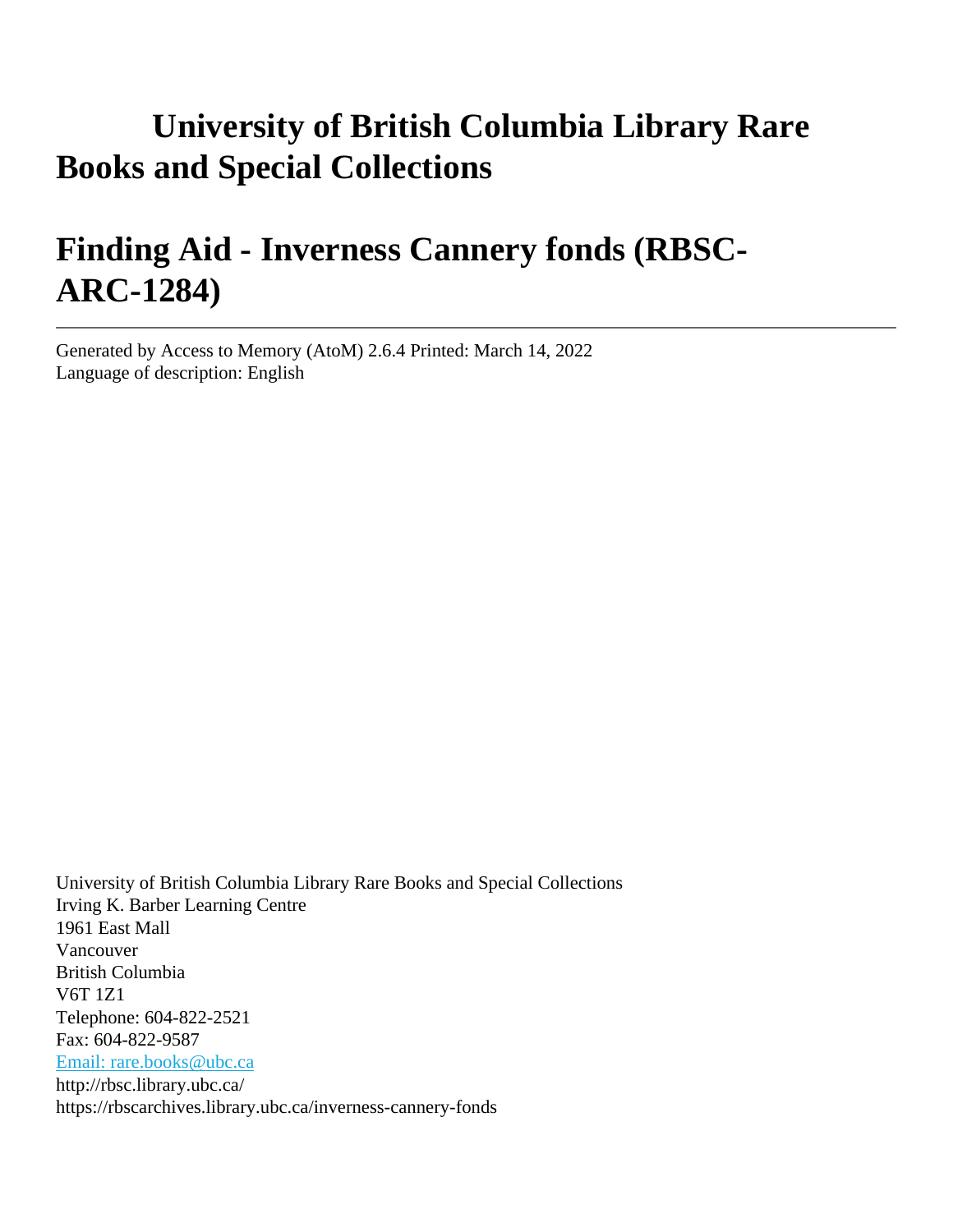# University of British Columbia Library Rare Books and Special Collections

# Finding Aid - Inverness Cannery fonds (RBSC-ARC-1284)

---

Generated by Access to Memory (AtoM) 2.6.4 Printed: March 14, 2022
Language of description: English

University of British Columbia Library Rare Books and Special Collections
Irving K. Barber Learning Centre
1961 East Mall
Vancouver
British Columbia
V6T 1Z1
Telephone: 604-822-2521
Fax: 604-822-9587
Email: rare.books@ubc.ca
http://rbsc.library.ubc.ca/
https://rbscarchives.library.ubc.ca/inverness-cannery-fonds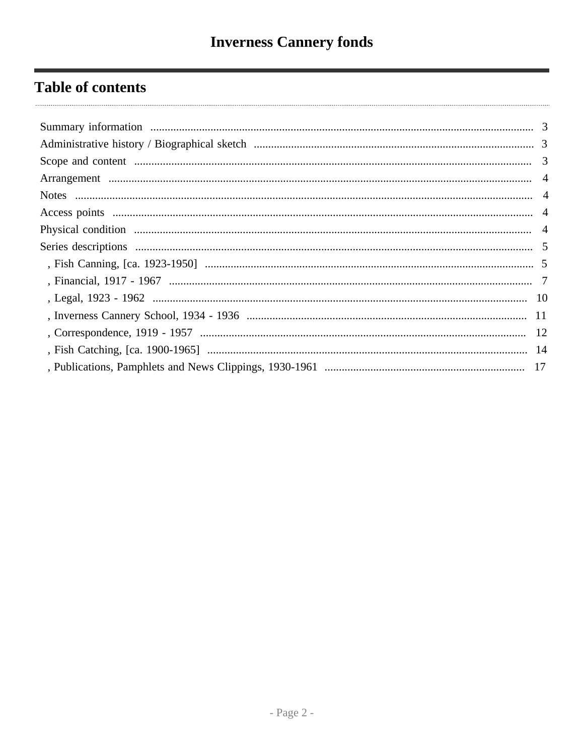# Inverness Cannery fonds

## Table of contents

- Summary information ... 3
- Administrative history / Biographical sketch ... 3
- Scope and content ... 3
- Arrangement ... 4
- Notes ... 4
- Access points ... 4
- Physical condition ... 4
- Series descriptions ... 5
  - , Fish Canning, [ca. 1923-1950] ... 5
  - , Financial, 1917 - 1967 ... 7
  - , Legal, 1923 - 1962 ... 10
  - , Inverness Cannery School, 1934 - 1936 ... 11
  - , Correspondence, 1919 - 1957 ... 12
  - , Fish Catching, [ca. 1900-1965] ... 14
  - , Publications, Pamphlets and News Clippings, 1930-1961 ... 17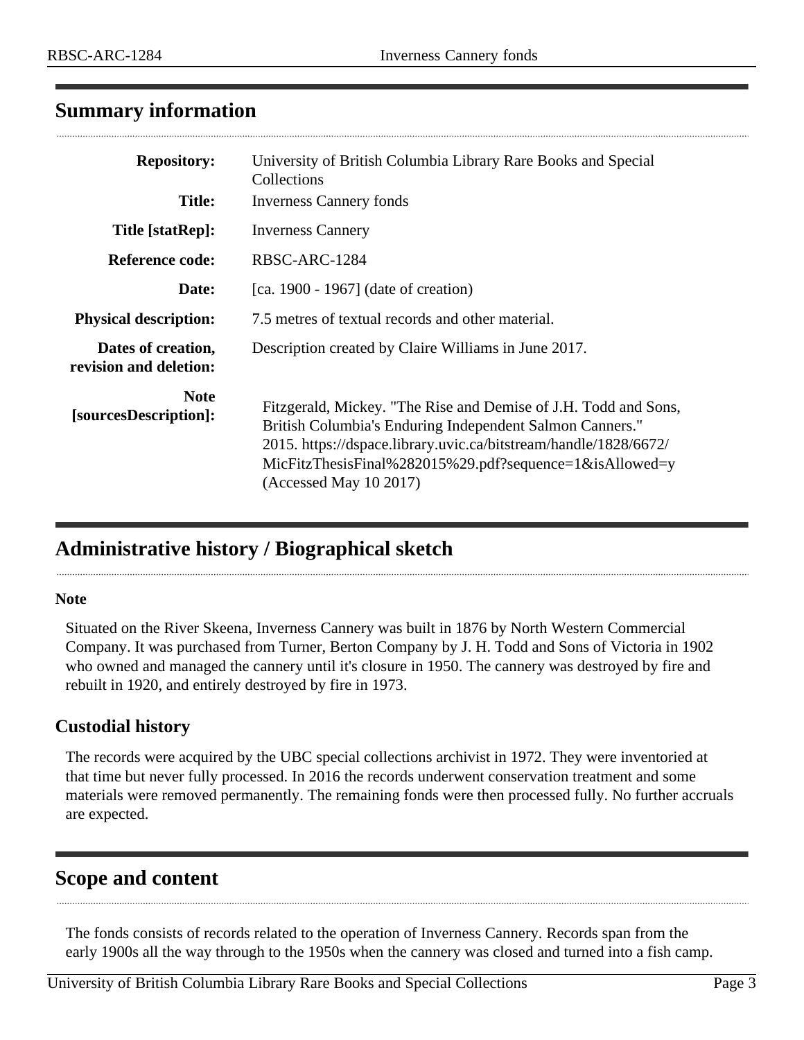## Summary information

| | |
|---|---|
| **Repository:** | University of British Columbia Library Rare Books and Special Collections |
| **Title:** | Inverness Cannery fonds |
| **Title [statRep]:** | Inverness Cannery |
| **Reference code:** | RBSC-ARC-1284 |
| **Date:** | [ca. 1900 - 1967] (date of creation) |
| **Physical description:** | 7.5 metres of textual records and other material. |
| **Dates of creation, revision and deletion:** | Description created by Claire Williams in June 2017. |
| **Note [sourcesDescription]:** | Fitzgerald, Mickey. "The Rise and Demise of J.H. Todd and Sons, British Columbia's Enduring Independent Salmon Canners." 2015. https://dspace.library.uvic.ca/bitstream/handle/1828/6672/MicFitzThesisFinal%282015%29.pdf?sequence=1&isAllowed=y (Accessed May 10 2017) |

## Administrative history / Biographical sketch

**Note**

Situated on the River Skeena, Inverness Cannery was built in 1876 by North Western Commercial Company. It was purchased from Turner, Berton Company by J. H. Todd and Sons of Victoria in 1902 who owned and managed the cannery until it's closure in 1950. The cannery was destroyed by fire and rebuilt in 1920, and entirely destroyed by fire in 1973.

### Custodial history

The records were acquired by the UBC special collections archivist in 1972. They were inventoried at that time but never fully processed. In 2016 the records underwent conservation treatment and some materials were removed permanently. The remaining fonds were then processed fully. No further accruals are expected.

## Scope and content

The fonds consists of records related to the operation of Inverness Cannery. Records span from the early 1900s all the way through to the 1950s when the cannery was closed and turned into a fish camp.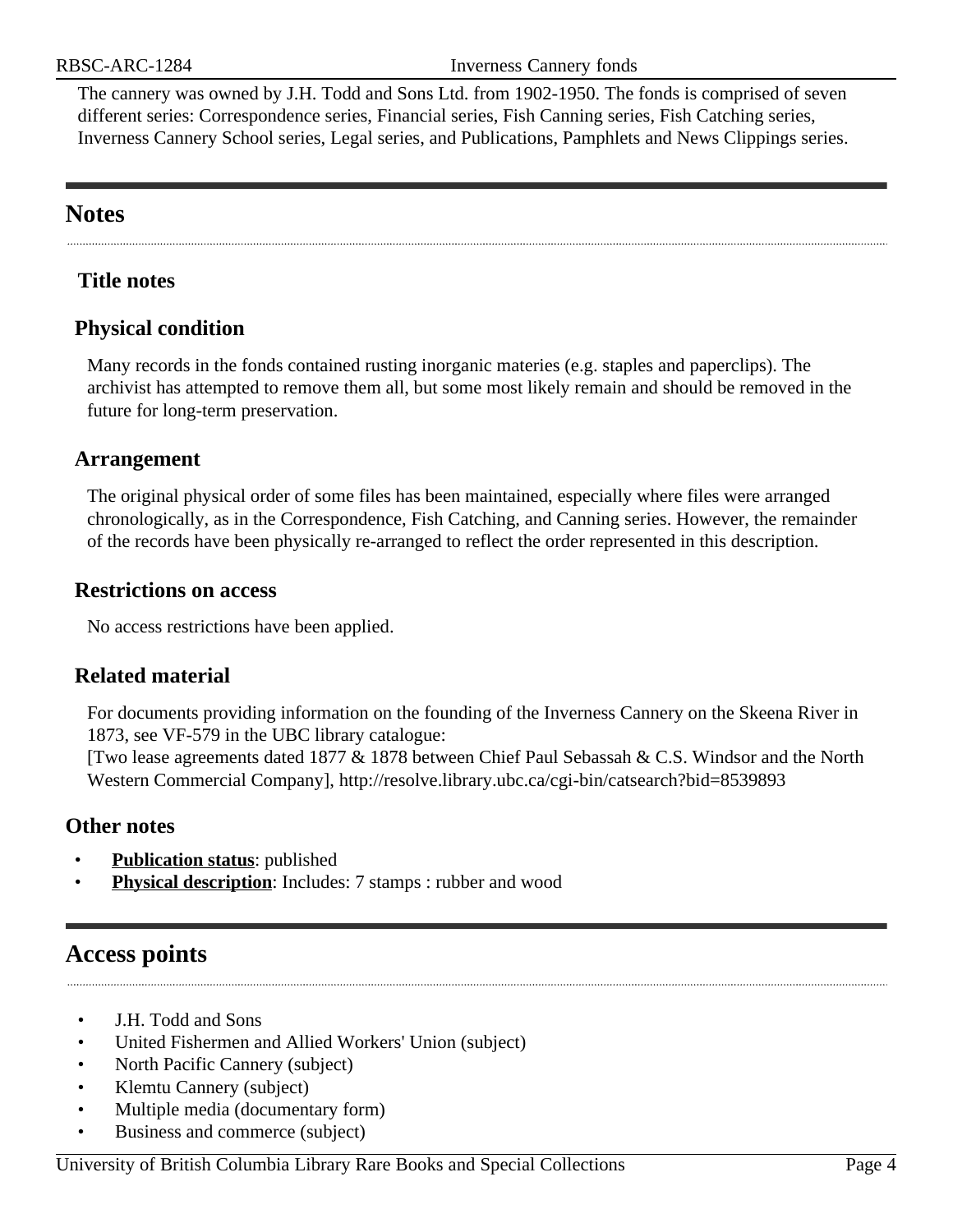The cannery was owned by J.H. Todd and Sons Ltd. from 1902-1950. The fonds is comprised of seven different series: Correspondence series, Financial series, Fish Canning series, Fish Catching series, Inverness Cannery School series, Legal series, and Publications, Pamphlets and News Clippings series.

## Notes

### Title notes

### Physical condition

Many records in the fonds contained rusting inorganic materies (e.g. staples and paperclips). The archivist has attempted to remove them all, but some most likely remain and should be removed in the future for long-term preservation.

### Arrangement

The original physical order of some files has been maintained, especially where files were arranged chronologically, as in the Correspondence, Fish Catching, and Canning series. However, the remainder of the records have been physically re-arranged to reflect the order represented in this description.

### Restrictions on access

No access restrictions have been applied.

### Related material

For documents providing information on the founding of the Inverness Cannery on the Skeena River in 1873, see VF-579 in the UBC library catalogue:
[Two lease agreements dated 1877 & 1878 between Chief Paul Sebassah & C.S. Windsor and the North Western Commercial Company], http://resolve.library.ubc.ca/cgi-bin/catsearch?bid=8539893

### Other notes

- **Publication status**: published
- **Physical description**: Includes: 7 stamps : rubber and wood

## Access points

- J.H. Todd and Sons
- United Fishermen and Allied Workers' Union (subject)
- North Pacific Cannery (subject)
- Klemtu Cannery (subject)
- Multiple media (documentary form)
- Business and commerce (subject)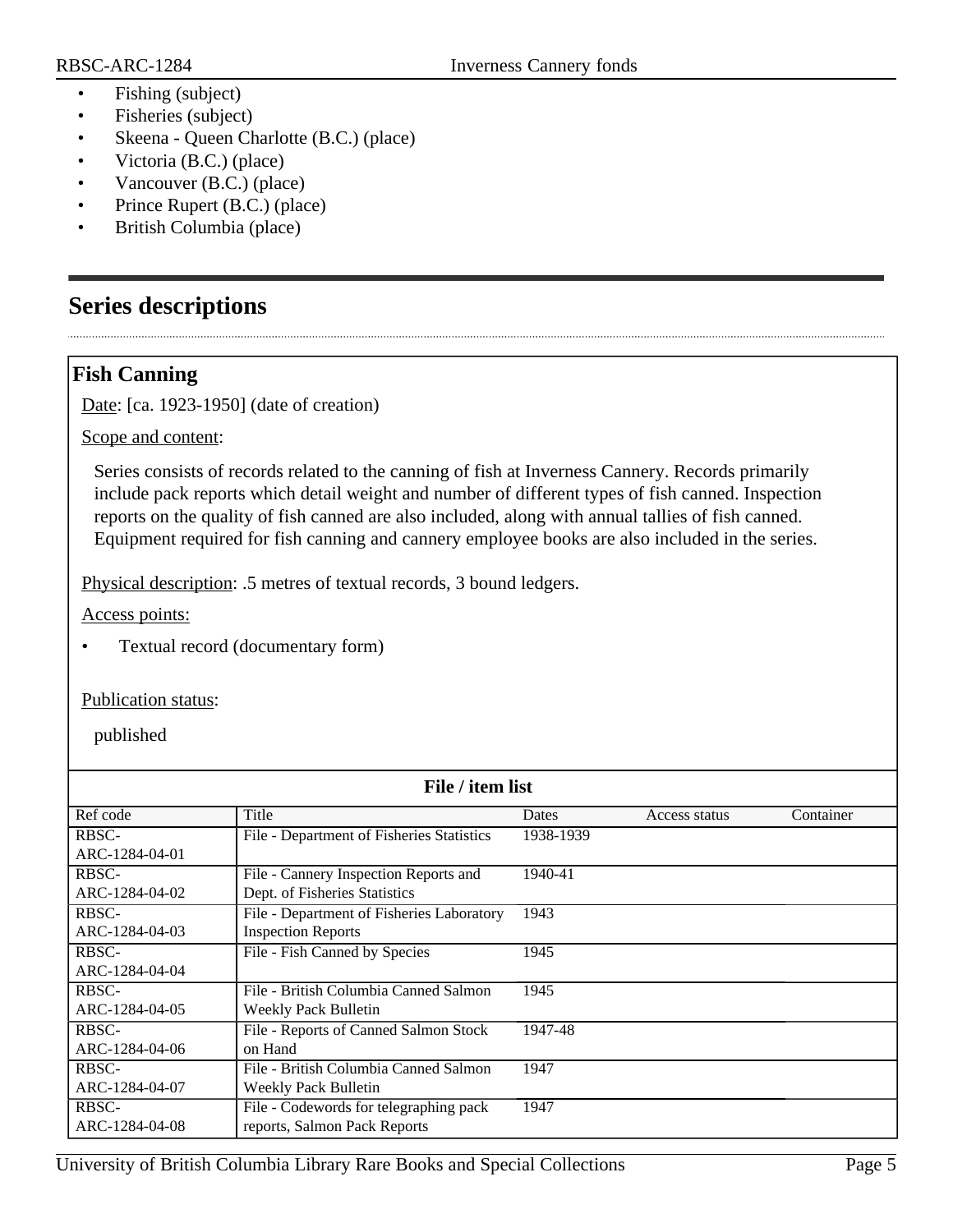- Fishing (subject)
- Fisheries (subject)
- Skeena - Queen Charlotte (B.C.) (place)
- Victoria (B.C.) (place)
- Vancouver (B.C.) (place)
- Prince Rupert (B.C.) (place)
- British Columbia (place)

## Series descriptions

### Fish Canning

Date: [ca. 1923-1950] (date of creation)

Scope and content:

Series consists of records related to the canning of fish at Inverness Cannery. Records primarily include pack reports which detail weight and number of different types of fish canned. Inspection reports on the quality of fish canned are also included, along with annual tallies of fish canned. Equipment required for fish canning and cannery employee books are also included in the series.

Physical description: .5 metres of textual records, 3 bound ledgers.

Access points:

- Textual record (documentary form)

Publication status:

published

**File / item list**

| Ref code | Title | Dates | Access status | Container |
|---|---|---|---|---|
| RBSC-ARC-1284-04-01 | File - Department of Fisheries Statistics | 1938-1939 | | |
| RBSC-ARC-1284-04-02 | File - Cannery Inspection Reports and Dept. of Fisheries Statistics | 1940-41 | | |
| RBSC-ARC-1284-04-03 | File - Department of Fisheries Laboratory Inspection Reports | 1943 | | |
| RBSC-ARC-1284-04-04 | File - Fish Canned by Species | 1945 | | |
| RBSC-ARC-1284-04-05 | File - British Columbia Canned Salmon Weekly Pack Bulletin | 1945 | | |
| RBSC-ARC-1284-04-06 | File - Reports of Canned Salmon Stock on Hand | 1947-48 | | |
| RBSC-ARC-1284-04-07 | File - British Columbia Canned Salmon Weekly Pack Bulletin | 1947 | | |
| RBSC-ARC-1284-04-08 | File - Codewords for telegraphing pack reports, Salmon Pack Reports | 1947 | | |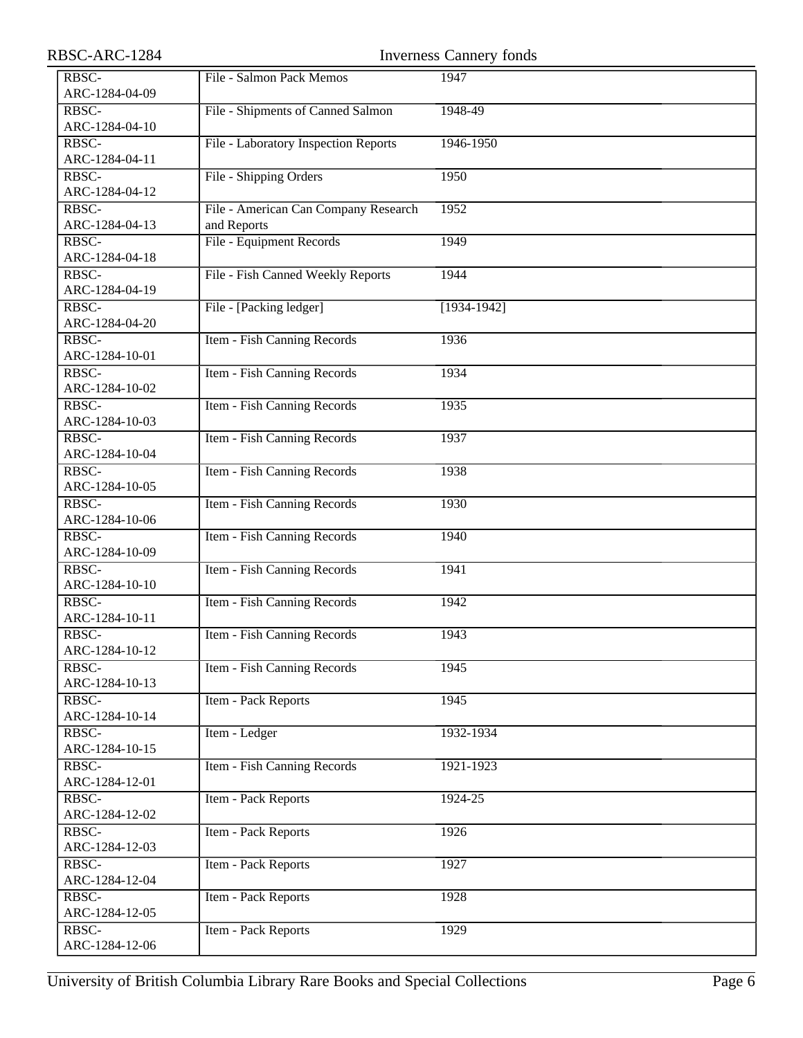| | | |
|---|---|---|
| RBSC-ARC-1284-04-09 | File - Salmon Pack Memos | 1947 |
| RBSC-ARC-1284-04-10 | File - Shipments of Canned Salmon | 1948-49 |
| RBSC-ARC-1284-04-11 | File - Laboratory Inspection Reports | 1946-1950 |
| RBSC-ARC-1284-04-12 | File - Shipping Orders | 1950 |
| RBSC-ARC-1284-04-13 | File - American Can Company Research and Reports | 1952 |
| RBSC-ARC-1284-04-18 | File - Equipment Records | 1949 |
| RBSC-ARC-1284-04-19 | File - Fish Canned Weekly Reports | 1944 |
| RBSC-ARC-1284-04-20 | File - [Packing ledger] | [1934-1942] |
| RBSC-ARC-1284-10-01 | Item - Fish Canning Records | 1936 |
| RBSC-ARC-1284-10-02 | Item - Fish Canning Records | 1934 |
| RBSC-ARC-1284-10-03 | Item - Fish Canning Records | 1935 |
| RBSC-ARC-1284-10-04 | Item - Fish Canning Records | 1937 |
| RBSC-ARC-1284-10-05 | Item - Fish Canning Records | 1938 |
| RBSC-ARC-1284-10-06 | Item - Fish Canning Records | 1930 |
| RBSC-ARC-1284-10-09 | Item - Fish Canning Records | 1940 |
| RBSC-ARC-1284-10-10 | Item - Fish Canning Records | 1941 |
| RBSC-ARC-1284-10-11 | Item - Fish Canning Records | 1942 |
| RBSC-ARC-1284-10-12 | Item - Fish Canning Records | 1943 |
| RBSC-ARC-1284-10-13 | Item - Fish Canning Records | 1945 |
| RBSC-ARC-1284-10-14 | Item - Pack Reports | 1945 |
| RBSC-ARC-1284-10-15 | Item - Ledger | 1932-1934 |
| RBSC-ARC-1284-12-01 | Item - Fish Canning Records | 1921-1923 |
| RBSC-ARC-1284-12-02 | Item - Pack Reports | 1924-25 |
| RBSC-ARC-1284-12-03 | Item - Pack Reports | 1926 |
| RBSC-ARC-1284-12-04 | Item - Pack Reports | 1927 |
| RBSC-ARC-1284-12-05 | Item - Pack Reports | 1928 |
| RBSC-ARC-1284-12-06 | Item - Pack Reports | 1929 |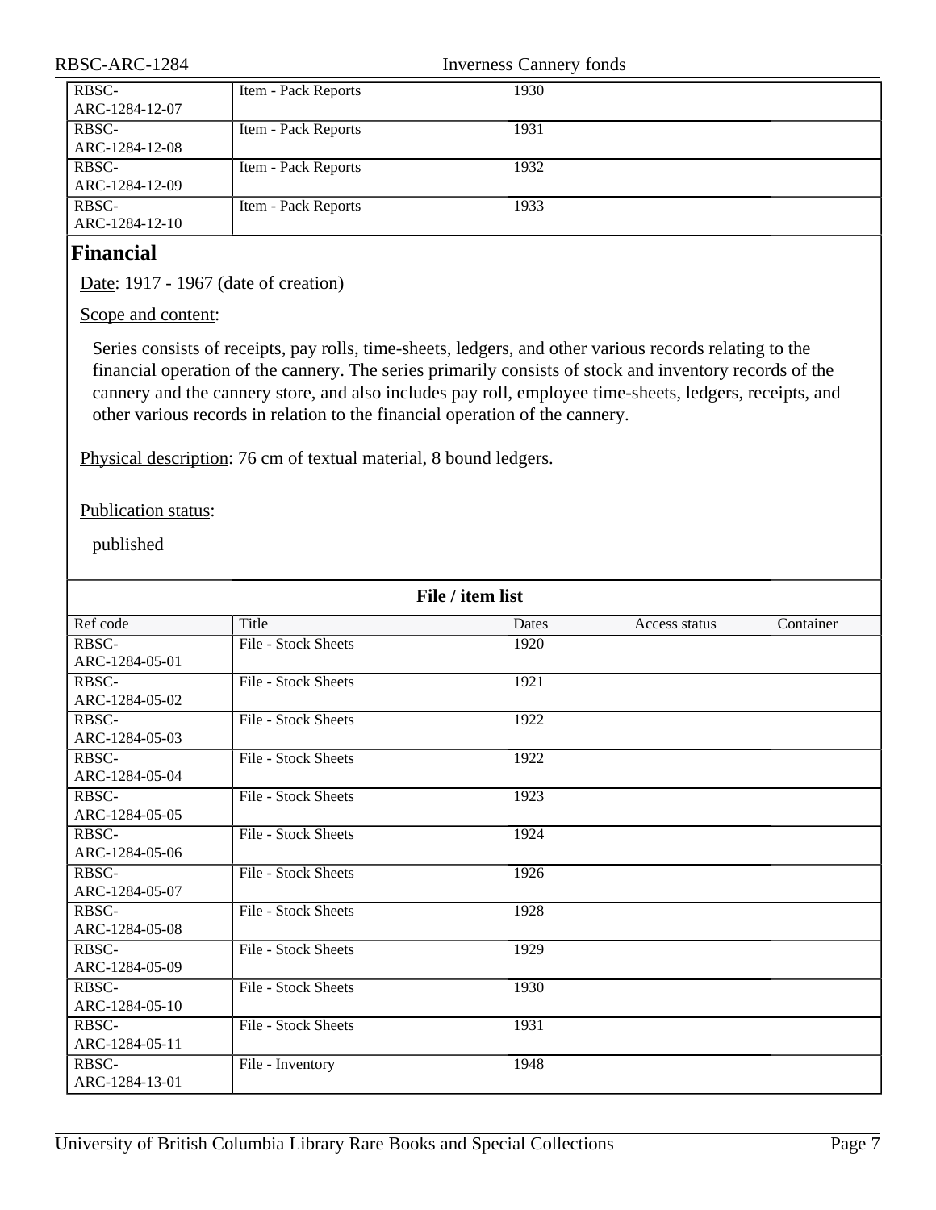| | | | | |
|---|---|---|---|---|
| RBSC-ARC-1284-12-07 | Item - Pack Reports | 1930 | | |
| RBSC-ARC-1284-12-08 | Item - Pack Reports | 1931 | | |
| RBSC-ARC-1284-12-09 | Item - Pack Reports | 1932 | | |
| RBSC-ARC-1284-12-10 | Item - Pack Reports | 1933 | | |

## Financial

Date: 1917 - 1967 (date of creation)

Scope and content:

Series consists of receipts, pay rolls, time-sheets, ledgers, and other various records relating to the financial operation of the cannery. The series primarily consists of stock and inventory records of the cannery and the cannery store, and also includes pay roll, employee time-sheets, ledgers, receipts, and other various records in relation to the financial operation of the cannery.

Physical description: 76 cm of textual material, 8 bound ledgers.

Publication status:

published

**File / item list**

| Ref code | Title | Dates | Access status | Container |
|---|---|---|---|---|
| RBSC-ARC-1284-05-01 | File - Stock Sheets | 1920 | | |
| RBSC-ARC-1284-05-02 | File - Stock Sheets | 1921 | | |
| RBSC-ARC-1284-05-03 | File - Stock Sheets | 1922 | | |
| RBSC-ARC-1284-05-04 | File - Stock Sheets | 1922 | | |
| RBSC-ARC-1284-05-05 | File - Stock Sheets | 1923 | | |
| RBSC-ARC-1284-05-06 | File - Stock Sheets | 1924 | | |
| RBSC-ARC-1284-05-07 | File - Stock Sheets | 1926 | | |
| RBSC-ARC-1284-05-08 | File - Stock Sheets | 1928 | | |
| RBSC-ARC-1284-05-09 | File - Stock Sheets | 1929 | | |
| RBSC-ARC-1284-05-10 | File - Stock Sheets | 1930 | | |
| RBSC-ARC-1284-05-11 | File - Stock Sheets | 1931 | | |
| RBSC-ARC-1284-13-01 | File - Inventory | 1948 | | |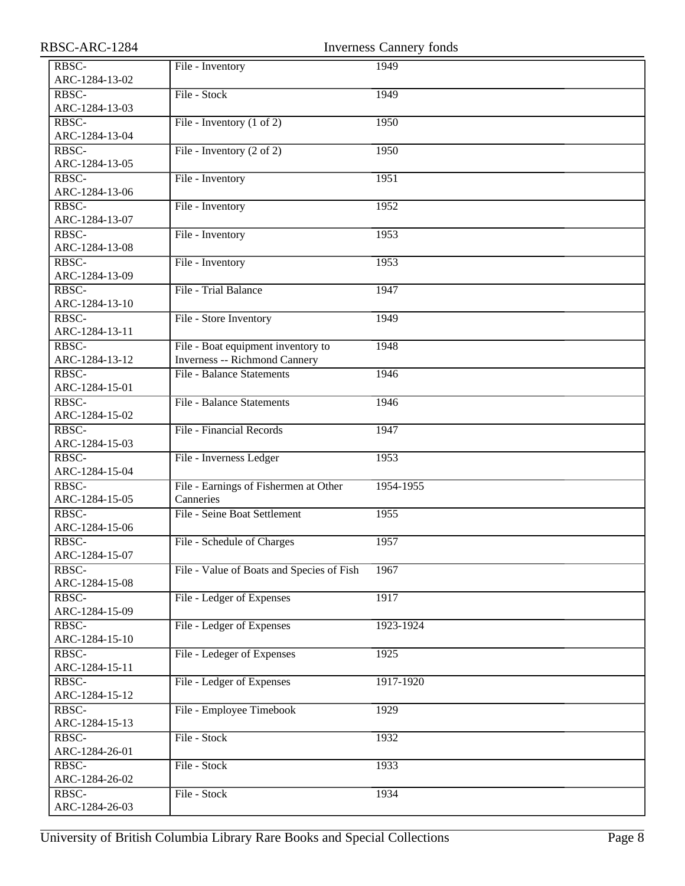| | | |
|---|---|---|
| RBSC-ARC-1284-13-02 | File - Inventory | 1949 |
| RBSC-ARC-1284-13-03 | File - Stock | 1949 |
| RBSC-ARC-1284-13-04 | File - Inventory (1 of 2) | 1950 |
| RBSC-ARC-1284-13-05 | File - Inventory (2 of 2) | 1950 |
| RBSC-ARC-1284-13-06 | File - Inventory | 1951 |
| RBSC-ARC-1284-13-07 | File - Inventory | 1952 |
| RBSC-ARC-1284-13-08 | File - Inventory | 1953 |
| RBSC-ARC-1284-13-09 | File - Inventory | 1953 |
| RBSC-ARC-1284-13-10 | File - Trial Balance | 1947 |
| RBSC-ARC-1284-13-11 | File - Store Inventory | 1949 |
| RBSC-ARC-1284-13-12 | File - Boat equipment inventory to Inverness -- Richmond Cannery | 1948 |
| RBSC-ARC-1284-15-01 | File - Balance Statements | 1946 |
| RBSC-ARC-1284-15-02 | File - Balance Statements | 1946 |
| RBSC-ARC-1284-15-03 | File - Financial Records | 1947 |
| RBSC-ARC-1284-15-04 | File - Inverness Ledger | 1953 |
| RBSC-ARC-1284-15-05 | File - Earnings of Fishermen at Other Canneries | 1954-1955 |
| RBSC-ARC-1284-15-06 | File - Seine Boat Settlement | 1955 |
| RBSC-ARC-1284-15-07 | File - Schedule of Charges | 1957 |
| RBSC-ARC-1284-15-08 | File - Value of Boats and Species of Fish | 1967 |
| RBSC-ARC-1284-15-09 | File - Ledger of Expenses | 1917 |
| RBSC-ARC-1284-15-10 | File - Ledger of Expenses | 1923-1924 |
| RBSC-ARC-1284-15-11 | File - Ledeger of Expenses | 1925 |
| RBSC-ARC-1284-15-12 | File - Ledger of Expenses | 1917-1920 |
| RBSC-ARC-1284-15-13 | File - Employee Timebook | 1929 |
| RBSC-ARC-1284-26-01 | File - Stock | 1932 |
| RBSC-ARC-1284-26-02 | File - Stock | 1933 |
| RBSC-ARC-1284-26-03 | File - Stock | 1934 |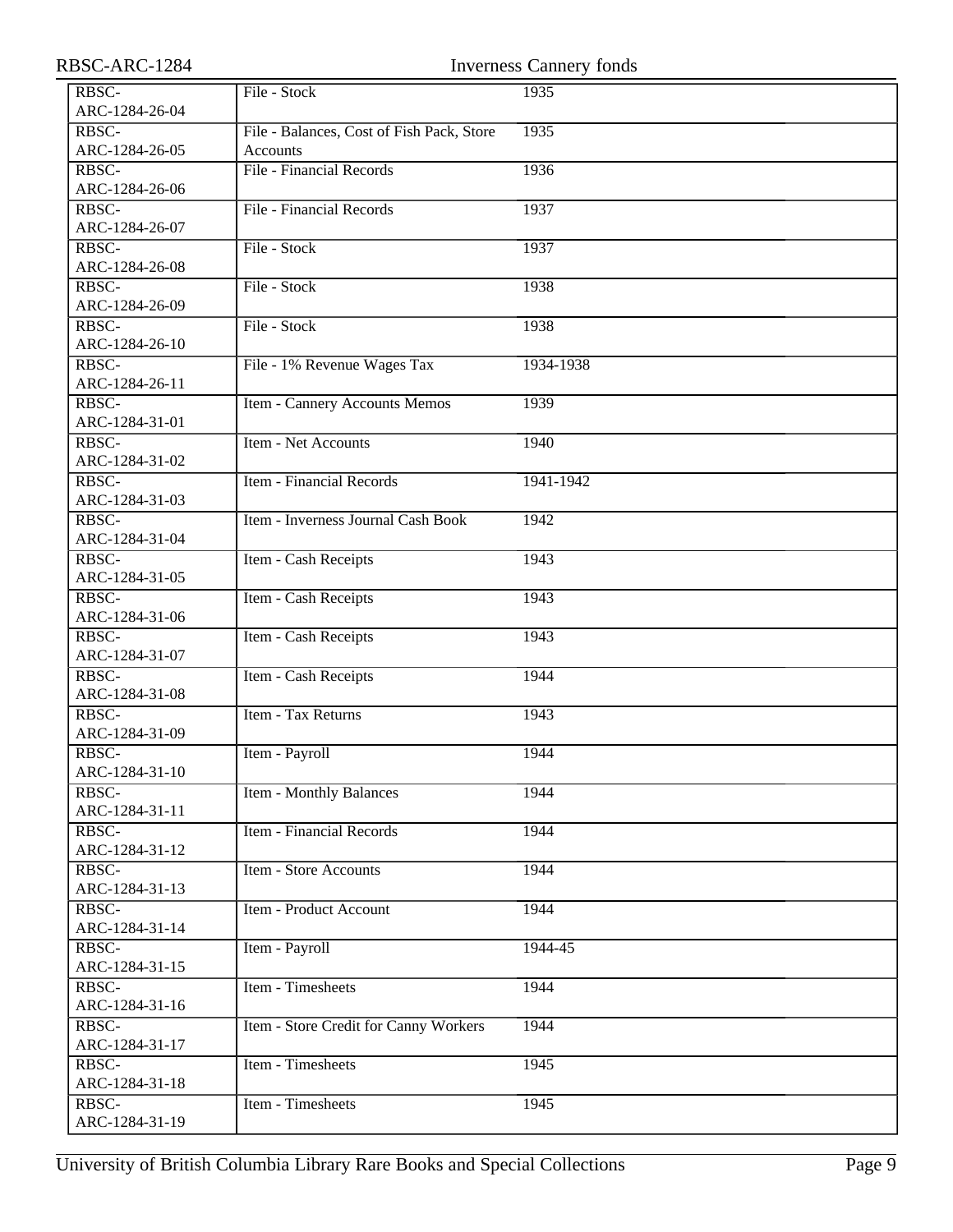| | | |
|---|---|---|
| RBSC-ARC-1284-26-04 | File - Stock | 1935 |
| RBSC-ARC-1284-26-05 | File - Balances, Cost of Fish Pack, Store Accounts | 1935 |
| RBSC-ARC-1284-26-06 | File - Financial Records | 1936 |
| RBSC-ARC-1284-26-07 | File - Financial Records | 1937 |
| RBSC-ARC-1284-26-08 | File - Stock | 1937 |
| RBSC-ARC-1284-26-09 | File - Stock | 1938 |
| RBSC-ARC-1284-26-10 | File - Stock | 1938 |
| RBSC-ARC-1284-26-11 | File - 1% Revenue Wages Tax | 1934-1938 |
| RBSC-ARC-1284-31-01 | Item - Cannery Accounts Memos | 1939 |
| RBSC-ARC-1284-31-02 | Item - Net Accounts | 1940 |
| RBSC-ARC-1284-31-03 | Item - Financial Records | 1941-1942 |
| RBSC-ARC-1284-31-04 | Item - Inverness Journal Cash Book | 1942 |
| RBSC-ARC-1284-31-05 | Item - Cash Receipts | 1943 |
| RBSC-ARC-1284-31-06 | Item - Cash Receipts | 1943 |
| RBSC-ARC-1284-31-07 | Item - Cash Receipts | 1943 |
| RBSC-ARC-1284-31-08 | Item - Cash Receipts | 1944 |
| RBSC-ARC-1284-31-09 | Item - Tax Returns | 1943 |
| RBSC-ARC-1284-31-10 | Item - Payroll | 1944 |
| RBSC-ARC-1284-31-11 | Item - Monthly Balances | 1944 |
| RBSC-ARC-1284-31-12 | Item - Financial Records | 1944 |
| RBSC-ARC-1284-31-13 | Item - Store Accounts | 1944 |
| RBSC-ARC-1284-31-14 | Item - Product Account | 1944 |
| RBSC-ARC-1284-31-15 | Item - Payroll | 1944-45 |
| RBSC-ARC-1284-31-16 | Item - Timesheets | 1944 |
| RBSC-ARC-1284-31-17 | Item - Store Credit for Canny Workers | 1944 |
| RBSC-ARC-1284-31-18 | Item - Timesheets | 1945 |
| RBSC-ARC-1284-31-19 | Item - Timesheets | 1945 |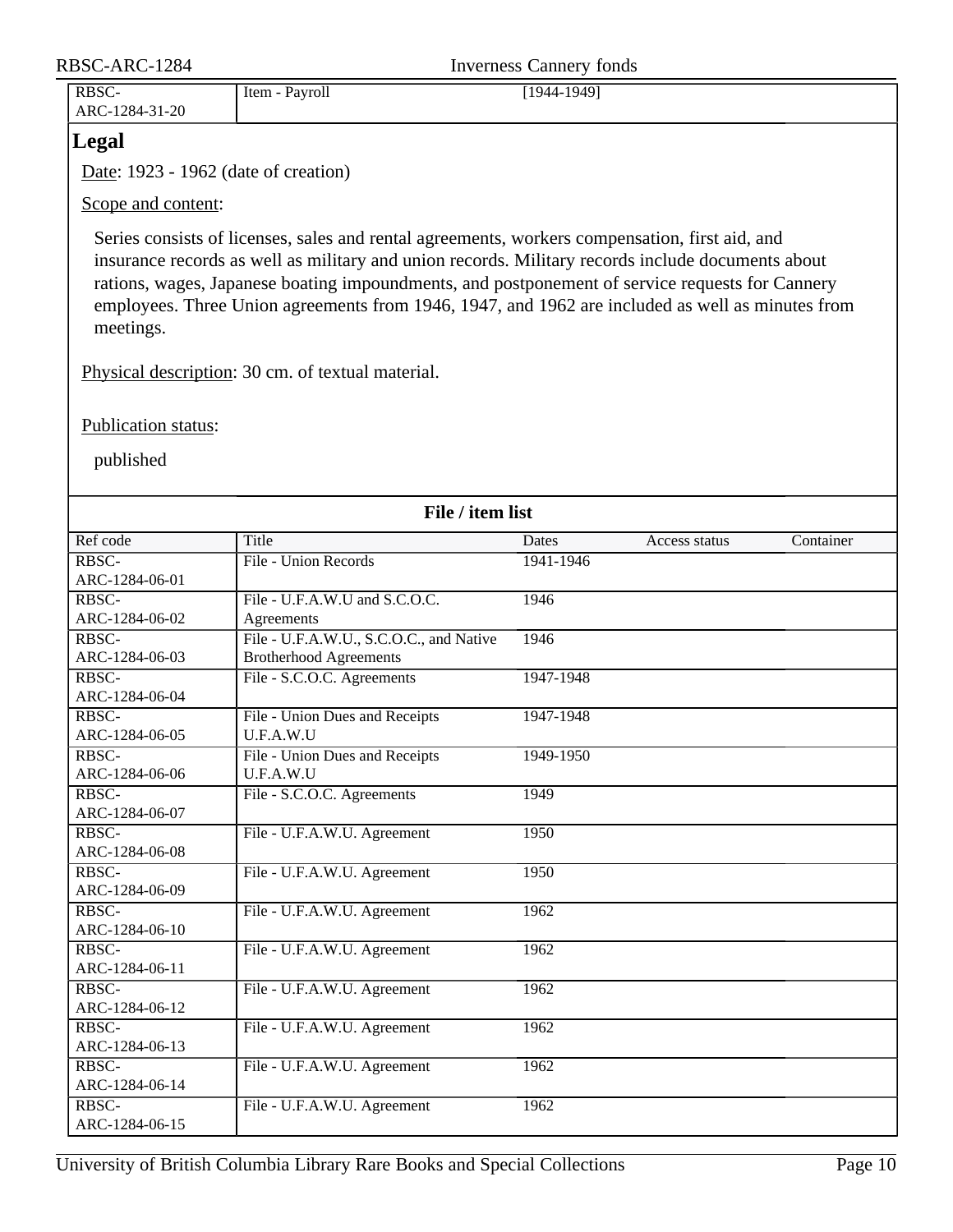| | | | | |
|---|---|---|---|---|
| RBSC-ARC-1284-31-20 | Item - Payroll | [1944-1949] | | |

## Legal

Date: 1923 - 1962 (date of creation)

Scope and content:

Series consists of licenses, sales and rental agreements, workers compensation, first aid, and insurance records as well as military and union records. Military records include documents about rations, wages, Japanese boating impoundments, and postponement of service requests for Cannery employees. Three Union agreements from 1946, 1947, and 1962 are included as well as minutes from meetings.

Physical description: 30 cm. of textual material.

Publication status:

published

**File / item list**

| Ref code | Title | Dates | Access status | Container |
|---|---|---|---|---|
| RBSC-ARC-1284-06-01 | File - Union Records | 1941-1946 | | |
| RBSC-ARC-1284-06-02 | File - U.F.A.W.U and S.C.O.C. Agreements | 1946 | | |
| RBSC-ARC-1284-06-03 | File - U.F.A.W.U., S.C.O.C., and Native Brotherhood Agreements | 1946 | | |
| RBSC-ARC-1284-06-04 | File - S.C.O.C. Agreements | 1947-1948 | | |
| RBSC-ARC-1284-06-05 | File - Union Dues and Receipts U.F.A.W.U | 1947-1948 | | |
| RBSC-ARC-1284-06-06 | File - Union Dues and Receipts U.F.A.W.U | 1949-1950 | | |
| RBSC-ARC-1284-06-07 | File - S.C.O.C. Agreements | 1949 | | |
| RBSC-ARC-1284-06-08 | File - U.F.A.W.U. Agreement | 1950 | | |
| RBSC-ARC-1284-06-09 | File - U.F.A.W.U. Agreement | 1950 | | |
| RBSC-ARC-1284-06-10 | File - U.F.A.W.U. Agreement | 1962 | | |
| RBSC-ARC-1284-06-11 | File - U.F.A.W.U. Agreement | 1962 | | |
| RBSC-ARC-1284-06-12 | File - U.F.A.W.U. Agreement | 1962 | | |
| RBSC-ARC-1284-06-13 | File - U.F.A.W.U. Agreement | 1962 | | |
| RBSC-ARC-1284-06-14 | File - U.F.A.W.U. Agreement | 1962 | | |
| RBSC-ARC-1284-06-15 | File - U.F.A.W.U. Agreement | 1962 | | |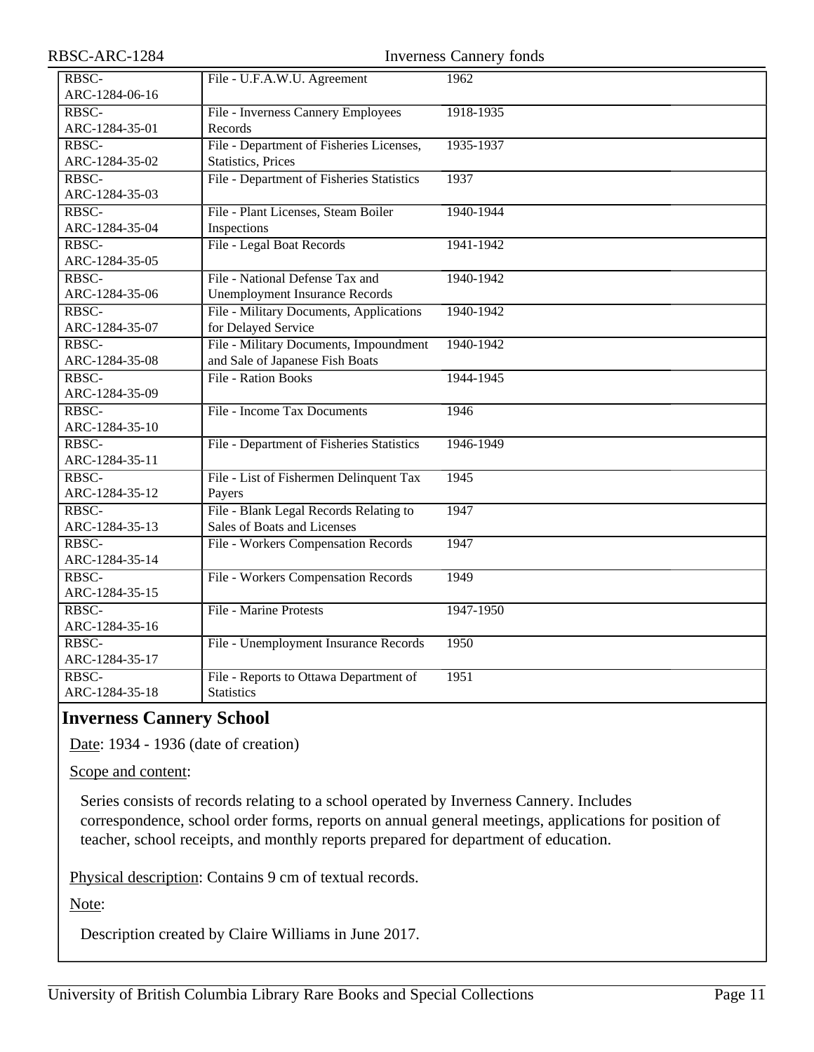| | | |
|---|---|---|
| RBSC-ARC-1284-06-16 | File - U.F.A.W.U. Agreement | 1962 |
| RBSC-ARC-1284-35-01 | File - Inverness Cannery Employees Records | 1918-1935 |
| RBSC-ARC-1284-35-02 | File - Department of Fisheries Licenses, Statistics, Prices | 1935-1937 |
| RBSC-ARC-1284-35-03 | File - Department of Fisheries Statistics | 1937 |
| RBSC-ARC-1284-35-04 | File - Plant Licenses, Steam Boiler Inspections | 1940-1944 |
| RBSC-ARC-1284-35-05 | File - Legal Boat Records | 1941-1942 |
| RBSC-ARC-1284-35-06 | File - National Defense Tax and Unemployment Insurance Records | 1940-1942 |
| RBSC-ARC-1284-35-07 | File - Military Documents, Applications for Delayed Service | 1940-1942 |
| RBSC-ARC-1284-35-08 | File - Military Documents, Impoundment and Sale of Japanese Fish Boats | 1940-1942 |
| RBSC-ARC-1284-35-09 | File - Ration Books | 1944-1945 |
| RBSC-ARC-1284-35-10 | File - Income Tax Documents | 1946 |
| RBSC-ARC-1284-35-11 | File - Department of Fisheries Statistics | 1946-1949 |
| RBSC-ARC-1284-35-12 | File - List of Fishermen Delinquent Tax Payers | 1945 |
| RBSC-ARC-1284-35-13 | File - Blank Legal Records Relating to Sales of Boats and Licenses | 1947 |
| RBSC-ARC-1284-35-14 | File - Workers Compensation Records | 1947 |
| RBSC-ARC-1284-35-15 | File - Workers Compensation Records | 1949 |
| RBSC-ARC-1284-35-16 | File - Marine Protests | 1947-1950 |
| RBSC-ARC-1284-35-17 | File - Unemployment Insurance Records | 1950 |
| RBSC-ARC-1284-35-18 | File - Reports to Ottawa Department of Statistics | 1951 |

## Inverness Cannery School

Date: 1934 - 1936 (date of creation)

Scope and content:

Series consists of records relating to a school operated by Inverness Cannery. Includes correspondence, school order forms, reports on annual general meetings, applications for position of teacher, school receipts, and monthly reports prepared for department of education.

Physical description: Contains 9 cm of textual records.

Note:

Description created by Claire Williams in June 2017.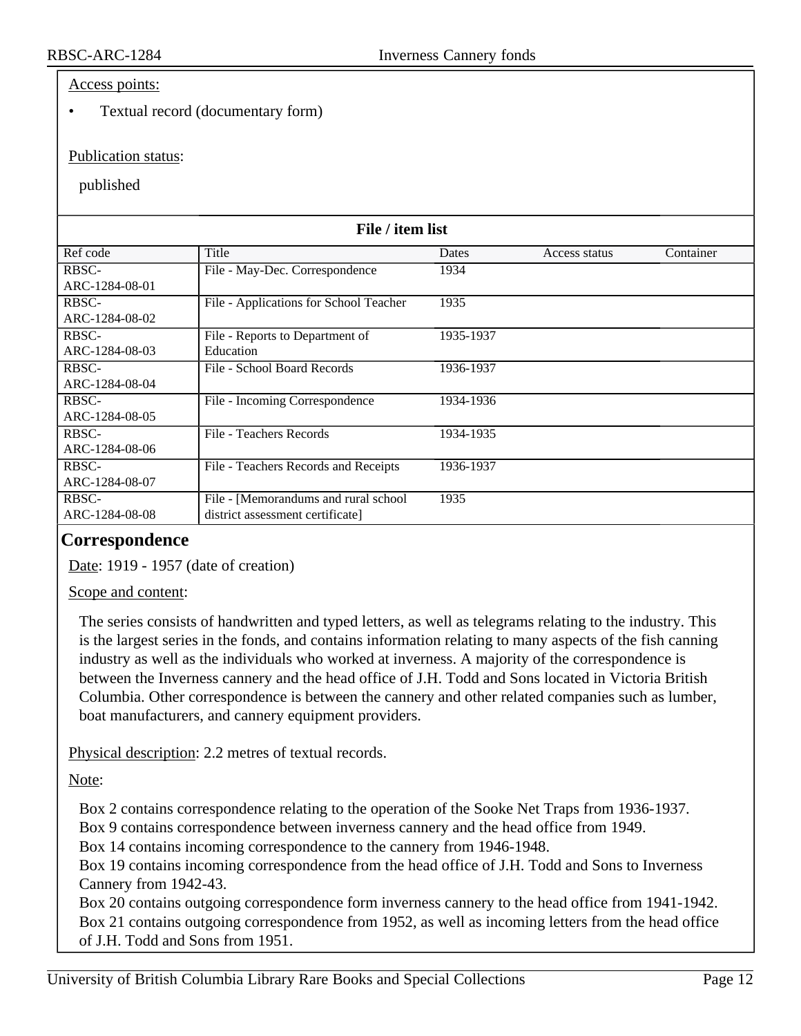Access points:

- Textual record (documentary form)

Publication status:

published

**File / item list**

| Ref code | Title | Dates | Access status | Container |
|---|---|---|---|---|
| RBSC-ARC-1284-08-01 | File - May-Dec. Correspondence | 1934 | | |
| RBSC-ARC-1284-08-02 | File - Applications for School Teacher | 1935 | | |
| RBSC-ARC-1284-08-03 | File - Reports to Department of Education | 1935-1937 | | |
| RBSC-ARC-1284-08-04 | File - School Board Records | 1936-1937 | | |
| RBSC-ARC-1284-08-05 | File - Incoming Correspondence | 1934-1936 | | |
| RBSC-ARC-1284-08-06 | File - Teachers Records | 1934-1935 | | |
| RBSC-ARC-1284-08-07 | File - Teachers Records and Receipts | 1936-1937 | | |
| RBSC-ARC-1284-08-08 | File - [Memorandums and rural school district assessment certificate] | 1935 | | |

## Correspondence

Date: 1919 - 1957 (date of creation)

Scope and content:

The series consists of handwritten and typed letters, as well as telegrams relating to the industry. This is the largest series in the fonds, and contains information relating to many aspects of the fish canning industry as well as the individuals who worked at inverness. A majority of the correspondence is between the Inverness cannery and the head office of J.H. Todd and Sons located in Victoria British Columbia. Other correspondence is between the cannery and other related companies such as lumber, boat manufacturers, and cannery equipment providers.

Physical description: 2.2 metres of textual records.

Note:

Box 2 contains correspondence relating to the operation of the Sooke Net Traps from 1936-1937.
Box 9 contains correspondence between inverness cannery and the head office from 1949.
Box 14 contains incoming correspondence to the cannery from 1946-1948.
Box 19 contains incoming correspondence from the head office of J.H. Todd and Sons to Inverness Cannery from 1942-43.
Box 20 contains outgoing correspondence form inverness cannery to the head office from 1941-1942.
Box 21 contains outgoing correspondence from 1952, as well as incoming letters from the head office of J.H. Todd and Sons from 1951.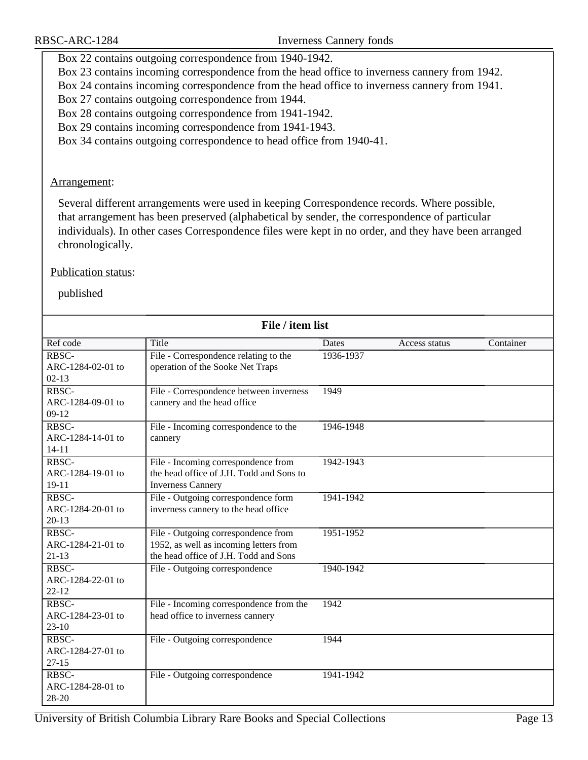Box 22 contains outgoing correspondence from 1940-1942.
Box 23 contains incoming correspondence from the head office to inverness cannery from 1942.
Box 24 contains incoming correspondence from the head office to inverness cannery from 1941.
Box 27 contains outgoing correspondence from 1944.
Box 28 contains outgoing correspondence from 1941-1942.
Box 29 contains incoming correspondence from 1941-1943.
Box 34 contains outgoing correspondence to head office from 1940-41.

Arrangement:

Several different arrangements were used in keeping Correspondence records. Where possible, that arrangement has been preserved (alphabetical by sender, the correspondence of particular individuals). In other cases Correspondence files were kept in no order, and they have been arranged chronologically.

Publication status:

published

**File / item list**

| Ref code | Title | Dates | Access status | Container |
|---|---|---|---|---|
| RBSC-ARC-1284-02-01 to 02-13 | File - Correspondence relating to the operation of the Sooke Net Traps | 1936-1937 | | |
| RBSC-ARC-1284-09-01 to 09-12 | File - Correspondence between inverness cannery and the head office | 1949 | | |
| RBSC-ARC-1284-14-01 to 14-11 | File - Incoming correspondence to the cannery | 1946-1948 | | |
| RBSC-ARC-1284-19-01 to 19-11 | File - Incoming correspondence from the head office of J.H. Todd and Sons to Inverness Cannery | 1942-1943 | | |
| RBSC-ARC-1284-20-01 to 20-13 | File - Outgoing correspondence form inverness cannery to the head office | 1941-1942 | | |
| RBSC-ARC-1284-21-01 to 21-13 | File - Outgoing correspondence from 1952, as well as incoming letters from the head office of J.H. Todd and Sons | 1951-1952 | | |
| RBSC-ARC-1284-22-01 to 22-12 | File - Outgoing correspondence | 1940-1942 | | |
| RBSC-ARC-1284-23-01 to 23-10 | File - Incoming correspondence from the head office to inverness cannery | 1942 | | |
| RBSC-ARC-1284-27-01 to 27-15 | File - Outgoing correspondence | 1944 | | |
| RBSC-ARC-1284-28-01 to 28-20 | File - Outgoing correspondence | 1941-1942 | | |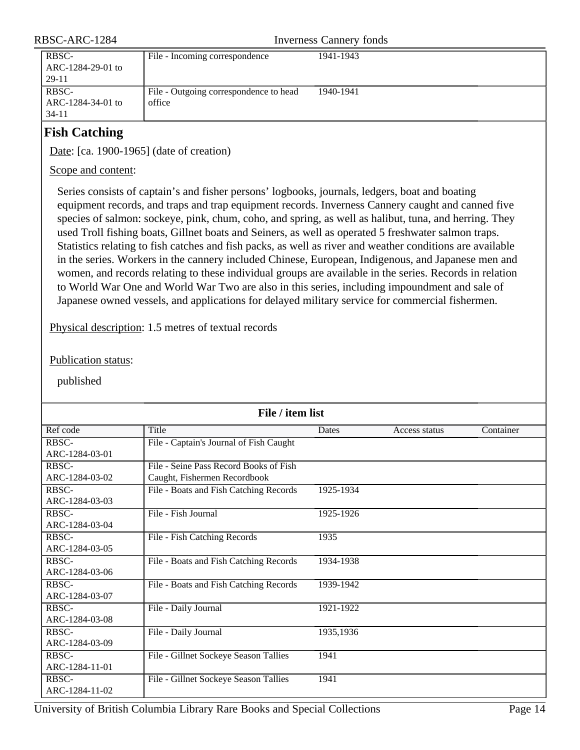| | | | | |
|---|---|---|---|---|
| RBSC-ARC-1284-29-01 to 29-11 | File - Incoming correspondence | 1941-1943 | | |
| RBSC-ARC-1284-34-01 to 34-11 | File - Outgoing correspondence to head office | 1940-1941 | | |

## Fish Catching

Date: [ca. 1900-1965] (date of creation)

Scope and content:

Series consists of captain's and fisher persons' logbooks, journals, ledgers, boat and boating equipment records, and traps and trap equipment records. Inverness Cannery caught and canned five species of salmon: sockeye, pink, chum, coho, and spring, as well as halibut, tuna, and herring. They used Troll fishing boats, Gillnet boats and Seiners, as well as operated 5 freshwater salmon traps. Statistics relating to fish catches and fish packs, as well as river and weather conditions are available in the series. Workers in the cannery included Chinese, European, Indigenous, and Japanese men and women, and records relating to these individual groups are available in the series. Records in relation to World War One and World War Two are also in this series, including impoundment and sale of Japanese owned vessels, and applications for delayed military service for commercial fishermen.

Physical description: 1.5 metres of textual records

Publication status:

published

**File / item list**

| Ref code | Title | Dates | Access status | Container |
|---|---|---|---|---|
| RBSC-ARC-1284-03-01 | File - Captain's Journal of Fish Caught | | | |
| RBSC-ARC-1284-03-02 | File - Seine Pass Record Books of Fish Caught, Fishermen Recordbook | | | |
| RBSC-ARC-1284-03-03 | File - Boats and Fish Catching Records | 1925-1934 | | |
| RBSC-ARC-1284-03-04 | File - Fish Journal | 1925-1926 | | |
| RBSC-ARC-1284-03-05 | File - Fish Catching Records | 1935 | | |
| RBSC-ARC-1284-03-06 | File - Boats and Fish Catching Records | 1934-1938 | | |
| RBSC-ARC-1284-03-07 | File - Boats and Fish Catching Records | 1939-1942 | | |
| RBSC-ARC-1284-03-08 | File - Daily Journal | 1921-1922 | | |
| RBSC-ARC-1284-03-09 | File - Daily Journal | 1935,1936 | | |
| RBSC-ARC-1284-11-01 | File - Gillnet Sockeye Season Tallies | 1941 | | |
| RBSC-ARC-1284-11-02 | File - Gillnet Sockeye Season Tallies | 1941 | | |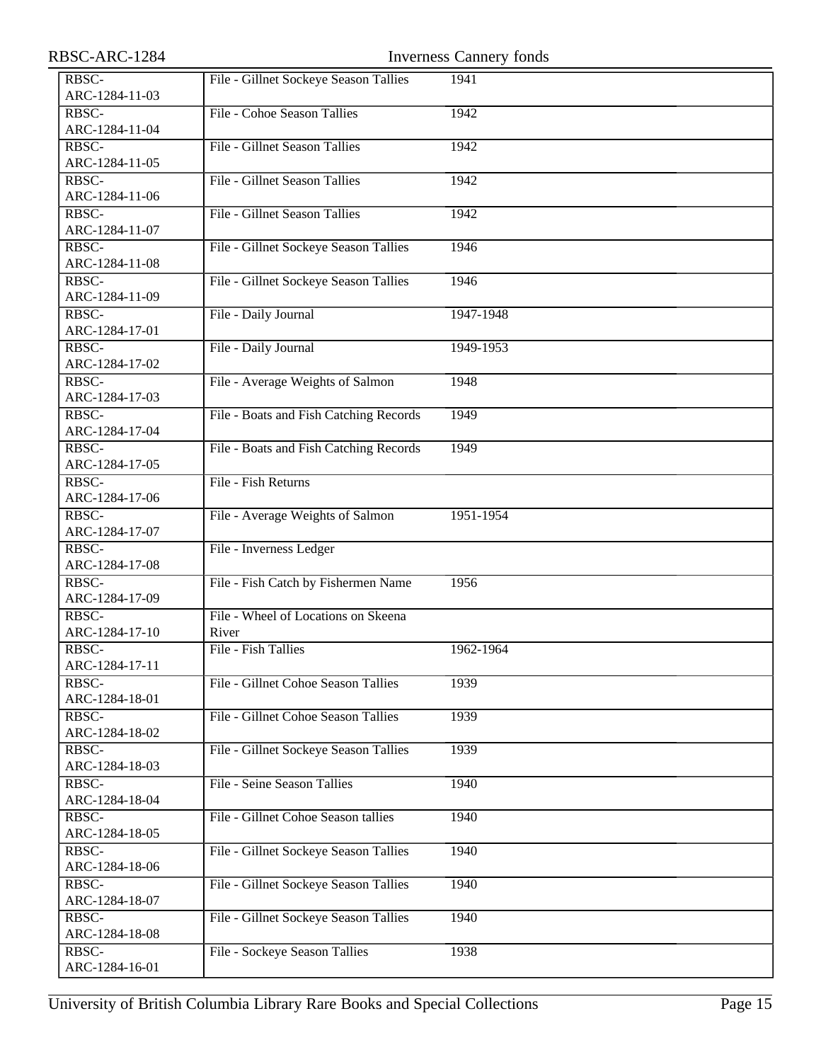| | | |
|---|---|---|
| RBSC-ARC-1284-11-03 | File - Gillnet Sockeye Season Tallies | 1941 |
| RBSC-ARC-1284-11-04 | File - Cohoe Season Tallies | 1942 |
| RBSC-ARC-1284-11-05 | File - Gillnet Season Tallies | 1942 |
| RBSC-ARC-1284-11-06 | File - Gillnet Season Tallies | 1942 |
| RBSC-ARC-1284-11-07 | File - Gillnet Season Tallies | 1942 |
| RBSC-ARC-1284-11-08 | File - Gillnet Sockeye Season Tallies | 1946 |
| RBSC-ARC-1284-11-09 | File - Gillnet Sockeye Season Tallies | 1946 |
| RBSC-ARC-1284-17-01 | File - Daily Journal | 1947-1948 |
| RBSC-ARC-1284-17-02 | File - Daily Journal | 1949-1953 |
| RBSC-ARC-1284-17-03 | File - Average Weights of Salmon | 1948 |
| RBSC-ARC-1284-17-04 | File - Boats and Fish Catching Records | 1949 |
| RBSC-ARC-1284-17-05 | File - Boats and Fish Catching Records | 1949 |
| RBSC-ARC-1284-17-06 | File - Fish Returns | |
| RBSC-ARC-1284-17-07 | File - Average Weights of Salmon | 1951-1954 |
| RBSC-ARC-1284-17-08 | File - Inverness Ledger | |
| RBSC-ARC-1284-17-09 | File - Fish Catch by Fishermen Name | 1956 |
| RBSC-ARC-1284-17-10 | File - Wheel of Locations on Skeena River | |
| RBSC-ARC-1284-17-11 | File - Fish Tallies | 1962-1964 |
| RBSC-ARC-1284-18-01 | File - Gillnet Cohoe Season Tallies | 1939 |
| RBSC-ARC-1284-18-02 | File - Gillnet Cohoe Season Tallies | 1939 |
| RBSC-ARC-1284-18-03 | File - Gillnet Sockeye Season Tallies | 1939 |
| RBSC-ARC-1284-18-04 | File - Seine Season Tallies | 1940 |
| RBSC-ARC-1284-18-05 | File - Gillnet Cohoe Season tallies | 1940 |
| RBSC-ARC-1284-18-06 | File - Gillnet Sockeye Season Tallies | 1940 |
| RBSC-ARC-1284-18-07 | File - Gillnet Sockeye Season Tallies | 1940 |
| RBSC-ARC-1284-18-08 | File - Gillnet Sockeye Season Tallies | 1940 |
| RBSC-ARC-1284-16-01 | File - Sockeye Season Tallies | 1938 |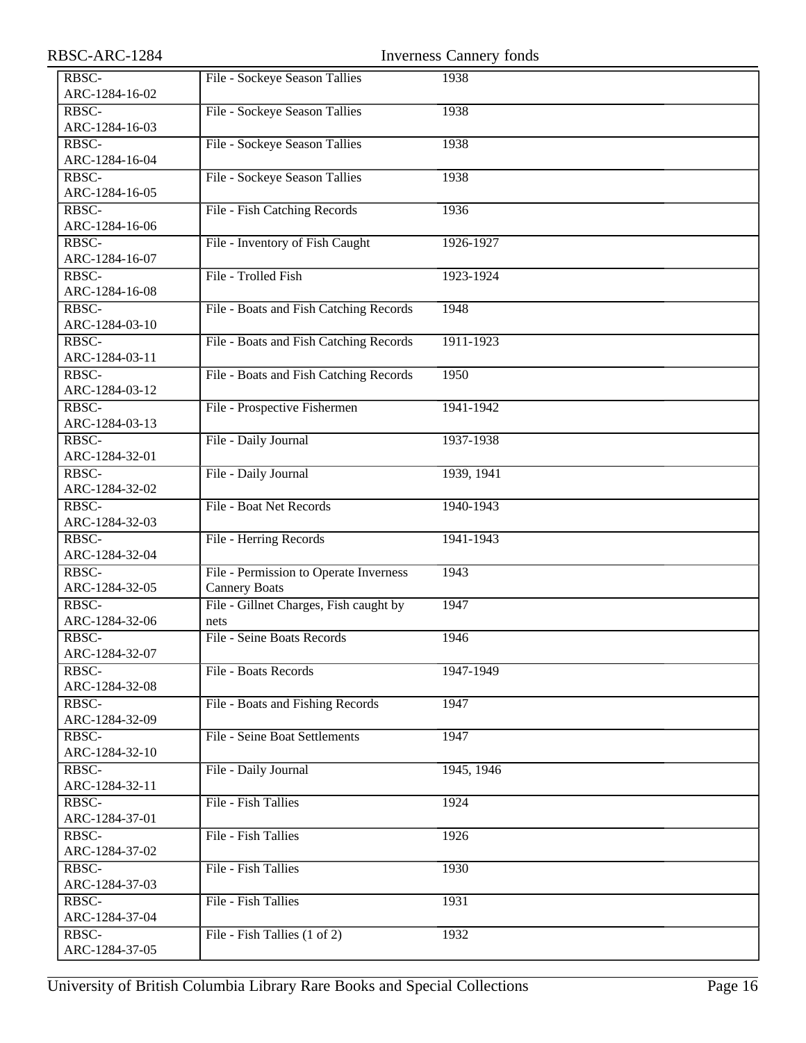| | | |
|---|---|---|
| RBSC-ARC-1284-16-02 | File - Sockeye Season Tallies | 1938 |
| RBSC-ARC-1284-16-03 | File - Sockeye Season Tallies | 1938 |
| RBSC-ARC-1284-16-04 | File - Sockeye Season Tallies | 1938 |
| RBSC-ARC-1284-16-05 | File - Sockeye Season Tallies | 1938 |
| RBSC-ARC-1284-16-06 | File - Fish Catching Records | 1936 |
| RBSC-ARC-1284-16-07 | File - Inventory of Fish Caught | 1926-1927 |
| RBSC-ARC-1284-16-08 | File - Trolled Fish | 1923-1924 |
| RBSC-ARC-1284-03-10 | File - Boats and Fish Catching Records | 1948 |
| RBSC-ARC-1284-03-11 | File - Boats and Fish Catching Records | 1911-1923 |
| RBSC-ARC-1284-03-12 | File - Boats and Fish Catching Records | 1950 |
| RBSC-ARC-1284-03-13 | File - Prospective Fishermen | 1941-1942 |
| RBSC-ARC-1284-32-01 | File - Daily Journal | 1937-1938 |
| RBSC-ARC-1284-32-02 | File - Daily Journal | 1939, 1941 |
| RBSC-ARC-1284-32-03 | File - Boat Net Records | 1940-1943 |
| RBSC-ARC-1284-32-04 | File - Herring Records | 1941-1943 |
| RBSC-ARC-1284-32-05 | File - Permission to Operate Inverness Cannery Boats | 1943 |
| RBSC-ARC-1284-32-06 | File - Gillnet Charges, Fish caught by nets | 1947 |
| RBSC-ARC-1284-32-07 | File - Seine Boats Records | 1946 |
| RBSC-ARC-1284-32-08 | File - Boats Records | 1947-1949 |
| RBSC-ARC-1284-32-09 | File - Boats and Fishing Records | 1947 |
| RBSC-ARC-1284-32-10 | File - Seine Boat Settlements | 1947 |
| RBSC-ARC-1284-32-11 | File - Daily Journal | 1945, 1946 |
| RBSC-ARC-1284-37-01 | File - Fish Tallies | 1924 |
| RBSC-ARC-1284-37-02 | File - Fish Tallies | 1926 |
| RBSC-ARC-1284-37-03 | File - Fish Tallies | 1930 |
| RBSC-ARC-1284-37-04 | File - Fish Tallies | 1931 |
| RBSC-ARC-1284-37-05 | File - Fish Tallies (1 of 2) | 1932 |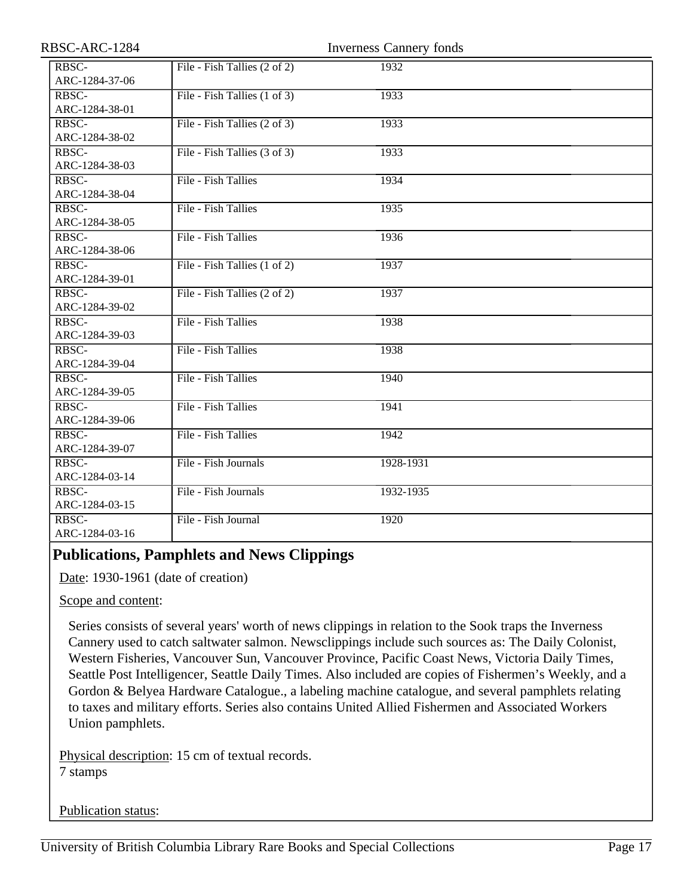| | | |
|---|---|---|
| RBSC-ARC-1284-37-06 | File - Fish Tallies (2 of 2) | 1932 |
| RBSC-ARC-1284-38-01 | File - Fish Tallies (1 of 3) | 1933 |
| RBSC-ARC-1284-38-02 | File - Fish Tallies (2 of 3) | 1933 |
| RBSC-ARC-1284-38-03 | File - Fish Tallies (3 of 3) | 1933 |
| RBSC-ARC-1284-38-04 | File - Fish Tallies | 1934 |
| RBSC-ARC-1284-38-05 | File - Fish Tallies | 1935 |
| RBSC-ARC-1284-38-06 | File - Fish Tallies | 1936 |
| RBSC-ARC-1284-39-01 | File - Fish Tallies (1 of 2) | 1937 |
| RBSC-ARC-1284-39-02 | File - Fish Tallies (2 of 2) | 1937 |
| RBSC-ARC-1284-39-03 | File - Fish Tallies | 1938 |
| RBSC-ARC-1284-39-04 | File - Fish Tallies | 1938 |
| RBSC-ARC-1284-39-05 | File - Fish Tallies | 1940 |
| RBSC-ARC-1284-39-06 | File - Fish Tallies | 1941 |
| RBSC-ARC-1284-39-07 | File - Fish Tallies | 1942 |
| RBSC-ARC-1284-03-14 | File - Fish Journals | 1928-1931 |
| RBSC-ARC-1284-03-15 | File - Fish Journals | 1932-1935 |
| RBSC-ARC-1284-03-16 | File - Fish Journal | 1920 |

## Publications, Pamphlets and News Clippings

Date: 1930-1961 (date of creation)

Scope and content:

Series consists of several years' worth of news clippings in relation to the Sook traps the Inverness Cannery used to catch saltwater salmon. Newsclippings include such sources as: The Daily Colonist, Western Fisheries, Vancouver Sun, Vancouver Province, Pacific Coast News, Victoria Daily Times, Seattle Post Intelligencer, Seattle Daily Times. Also included are copies of Fishermen's Weekly, and a Gordon & Belyea Hardware Catalogue., a labeling machine catalogue, and several pamphlets relating to taxes and military efforts. Series also contains United Allied Fishermen and Associated Workers Union pamphlets.

Physical description: 15 cm of textual records.
7 stamps

Publication status: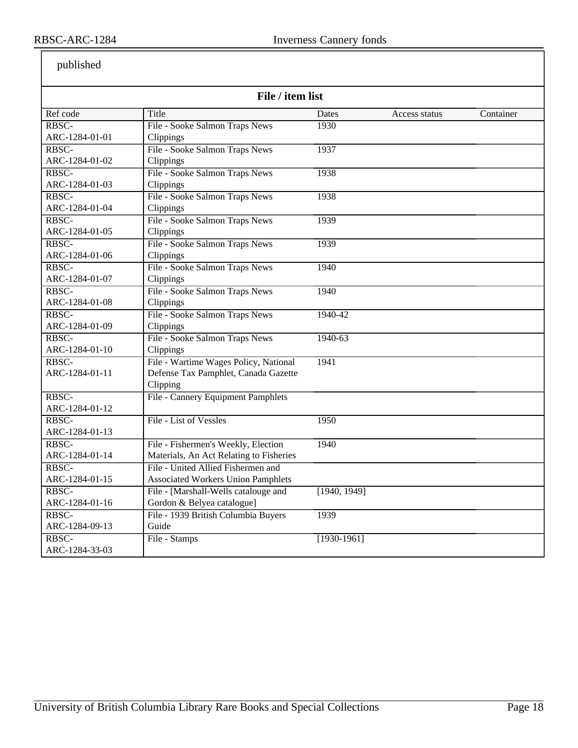published

## File / item list

| Ref code | Title | Dates | Access status | Container |
|---|---|---|---|---|
| RBSC-ARC-1284-01-01 | File - Sooke Salmon Traps News Clippings | 1930 | | |
| RBSC-ARC-1284-01-02 | File - Sooke Salmon Traps News Clippings | 1937 | | |
| RBSC-ARC-1284-01-03 | File - Sooke Salmon Traps News Clippings | 1938 | | |
| RBSC-ARC-1284-01-04 | File - Sooke Salmon Traps News Clippings | 1938 | | |
| RBSC-ARC-1284-01-05 | File - Sooke Salmon Traps News Clippings | 1939 | | |
| RBSC-ARC-1284-01-06 | File - Sooke Salmon Traps News Clippings | 1939 | | |
| RBSC-ARC-1284-01-07 | File - Sooke Salmon Traps News Clippings | 1940 | | |
| RBSC-ARC-1284-01-08 | File - Sooke Salmon Traps News Clippings | 1940 | | |
| RBSC-ARC-1284-01-09 | File - Sooke Salmon Traps News Clippings | 1940-42 | | |
| RBSC-ARC-1284-01-10 | File - Sooke Salmon Traps News Clippings | 1940-63 | | |
| RBSC-ARC-1284-01-11 | File - Wartime Wages Policy, National Defense Tax Pamphlet, Canada Gazette Clipping | 1941 | | |
| RBSC-ARC-1284-01-12 | File - Cannery Equipment Pamphlets | | | |
| RBSC-ARC-1284-01-13 | File - List of Vessles | 1950 | | |
| RBSC-ARC-1284-01-14 | File - Fishermen's Weekly, Election Materials, An Act Relating to Fisheries | 1940 | | |
| RBSC-ARC-1284-01-15 | File - United Allied Fishermen and Associated Workers Union Pamphlets | | | |
| RBSC-ARC-1284-01-16 | File - [Marshall-Wells catalouge and Gordon & Belyea catalogue] | [1940, 1949] | | |
| RBSC-ARC-1284-09-13 | File - 1939 British Columbia Buyers Guide | 1939 | | |
| RBSC-ARC-1284-33-03 | File - Stamps | [1930-1961] | | |